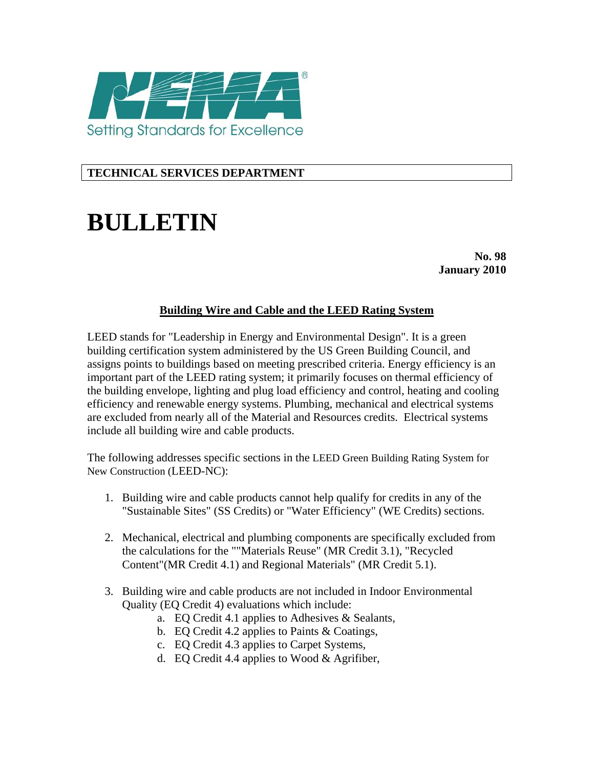NEMA®

Setting Standards for Excellence

**TECHNICAL SERVICES DEPARTMENT**

# BULLETIN

**No. 98**
**January 2010**

## Building Wire and Cable and the LEED Rating System

LEED stands for "Leadership in Energy and Environmental Design". It is a green building certification system administered by the US Green Building Council, and assigns points to buildings based on meeting prescribed criteria. Energy efficiency is an important part of the LEED rating system; it primarily focuses on thermal efficiency of the building envelope, lighting and plug load efficiency and control, heating and cooling efficiency and renewable energy systems. Plumbing, mechanical and electrical systems are excluded from nearly all of the Material and Resources credits. Electrical systems include all building wire and cable products.

The following addresses specific sections in the LEED Green Building Rating System for New Construction (LEED-NC):

1. Building wire and cable products cannot help qualify for credits in any of the "Sustainable Sites" (SS Credits) or "Water Efficiency" (WE Credits) sections.

2. Mechanical, electrical and plumbing components are specifically excluded from the calculations for the ""Materials Reuse" (MR Credit 3.1), "Recycled Content"(MR Credit 4.1) and Regional Materials" (MR Credit 5.1).

3. Building wire and cable products are not included in Indoor Environmental Quality (EQ Credit 4) evaluations which include:
   a. EQ Credit 4.1 applies to Adhesives & Sealants,
   b. EQ Credit 4.2 applies to Paints & Coatings,
   c. EQ Credit 4.3 applies to Carpet Systems,
   d. EQ Credit 4.4 applies to Wood & Agrifiber,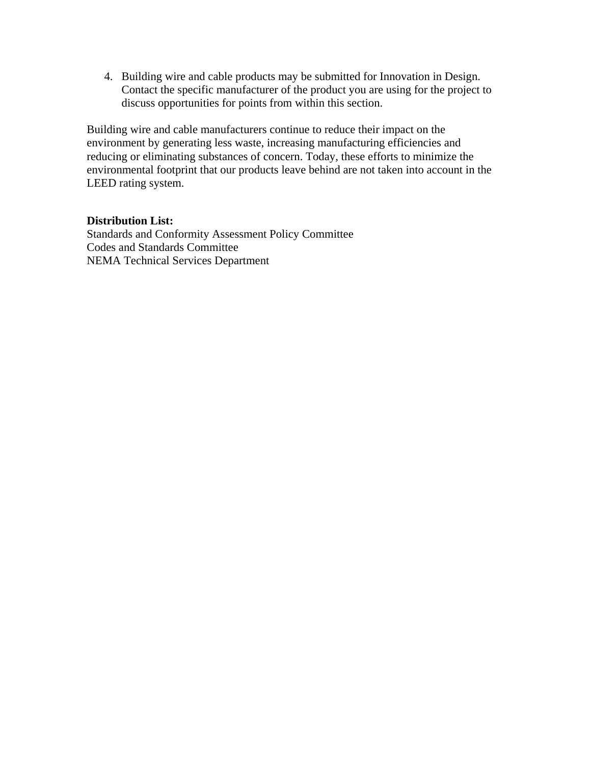4. Building wire and cable products may be submitted for Innovation in Design. Contact the specific manufacturer of the product you are using for the project to discuss opportunities for points from within this section.

Building wire and cable manufacturers continue to reduce their impact on the environment by generating less waste, increasing manufacturing efficiencies and reducing or eliminating substances of concern. Today, these efforts to minimize the environmental footprint that our products leave behind are not taken into account in the LEED rating system.

**Distribution List:**
Standards and Conformity Assessment Policy Committee
Codes and Standards Committee
NEMA Technical Services Department